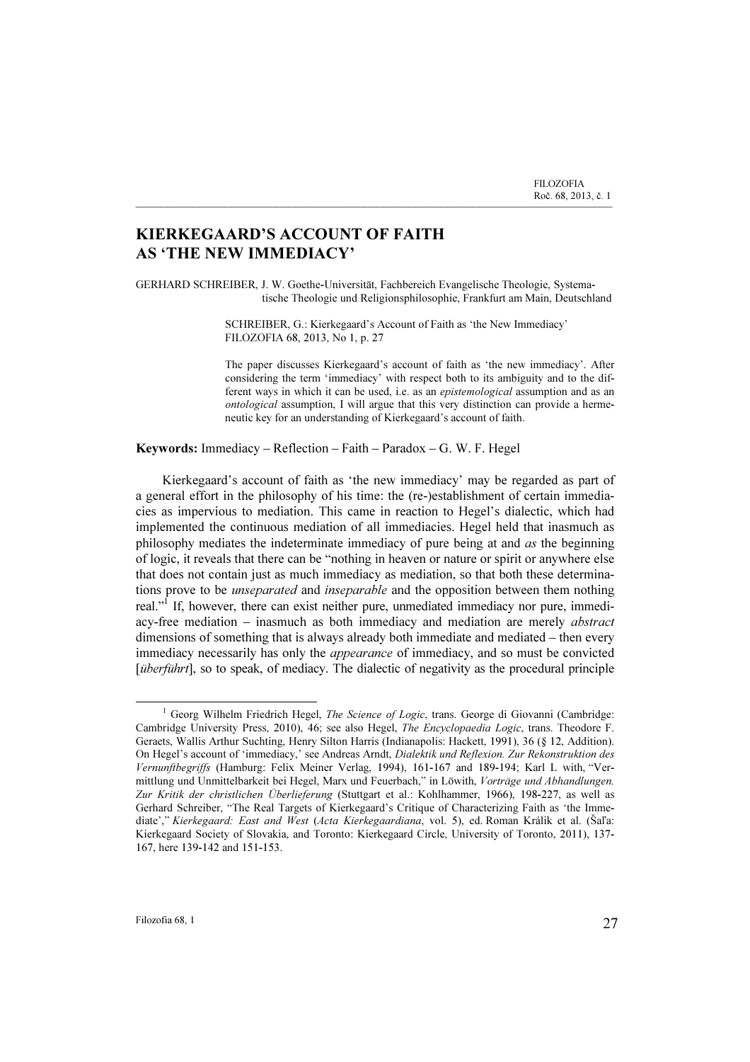# KIERKEGAARD'S ACCOUNT OF FAITH AS 'THE NEW IMMEDIACY'

GERHARD SCHREIBER, J. W. Goethe-Universität, Fachbereich Evangelische Theologie, Systematische Theologie und Religionsphilosophie, Frankfurt am Main, Deutschland

SCHREIBER, G.: Kierkegaard's Account of Faith as 'the New Immediacy'
FILOZOFIA 68, 2013, No 1, p. 27

The paper discusses Kierkegaard's account of faith as 'the new immediacy'. After considering the term 'immediacy' with respect both to its ambiguity and to the different ways in which it can be used, i.e. as an *epistemological* assumption and as an *ontological* assumption, I will argue that this very distinction can provide a hermeneutic key for an understanding of Kierkegaard's account of faith.

**Keywords:** Immediacy – Reflection – Faith – Paradox – G. W. F. Hegel

Kierkegaard's account of faith as 'the new immediacy' may be regarded as part of a general effort in the philosophy of his time: the (re-)establishment of certain immediacies as impervious to mediation. This came in reaction to Hegel's dialectic, which had implemented the continuous mediation of all immediacies. Hegel held that inasmuch as philosophy mediates the indeterminate immediacy of pure being at and *as* the beginning of logic, it reveals that there can be "nothing in heaven or nature or spirit or anywhere else that does not contain just as much immediacy as mediation, so that both these determinations prove to be *unseparated* and *inseparable* and the opposition between them nothing real."[1] If, however, there can exist neither pure, unmediated immediacy nor pure, immediacy-free mediation – inasmuch as both immediacy and mediation are merely *abstract* dimensions of something that is always already both immediate and mediated – then every immediacy necessarily has only the *appearance* of immediacy, and so must be convicted [*überführt*], so to speak, of mediacy. The dialectic of negativity as the procedural principle

[1] Georg Wilhelm Friedrich Hegel, *The Science of Logic*, trans. George di Giovanni (Cambridge: Cambridge University Press, 2010), 46; see also Hegel, *The Encyclopaedia Logic*, trans. Theodore F. Geraets, Wallis Arthur Suchting, Henry Silton Harris (Indianapolis: Hackett, 1991), 36 (§ 12, Addition). On Hegel's account of 'immediacy,' see Andreas Arndt, *Dialektik und Reflexion. Zur Rekonstruktion des Vernunftbegriffs* (Hamburg: Felix Meiner Verlag, 1994), 161-167 and 189-194; Karl L with, "Vermittlung und Unmittelbarkeit bei Hegel, Marx und Feuerbach," in Löwith, *Vorträge und Abhandlungen. Zur Kritik der christlichen Überlieferung* (Stuttgart et al.: Kohlhammer, 1966), 198-227, as well as Gerhard Schreiber, "The Real Targets of Kierkegaard's Critique of Characterizing Faith as 'the Immediate'," *Kierkegaard: East and West* (*Acta Kierkegaardiana*, vol. 5), ed. Roman Králik et al. (Šaľa: Kierkegaard Society of Slovakia, and Toronto: Kierkegaard Circle, University of Toronto, 2011), 137-167, here 139-142 and 151-153.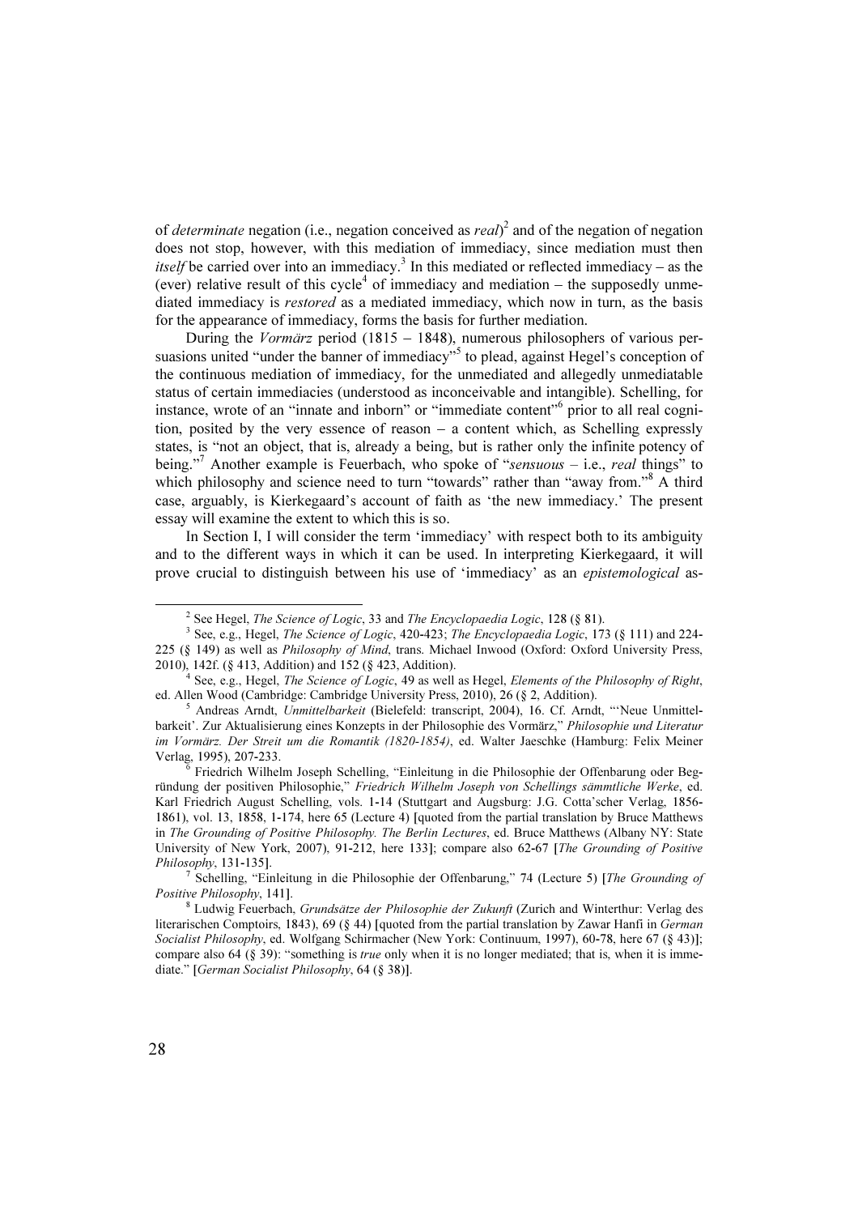of *determinate* negation (i.e., negation conceived as *real*)[2] and of the negation of negation does not stop, however, with this mediation of immediacy, since mediation must then *itself* be carried over into an immediacy.[3] In this mediated or reflected immediacy – as the (ever) relative result of this cycle[4] of immediacy and mediation – the supposedly unmediated immediacy is *restored* as a mediated immediacy, which now in turn, as the basis for the appearance of immediacy, forms the basis for further mediation.

During the *Vormärz* period (1815 – 1848), numerous philosophers of various persuasions united "under the banner of immediacy"[5] to plead, against Hegel's conception of the continuous mediation of immediacy, for the unmediated and allegedly unmediatable status of certain immediacies (understood as inconceivable and intangible). Schelling, for instance, wrote of an "innate and inborn" or "immediate content"[6] prior to all real cognition, posited by the very essence of reason – a content which, as Schelling expressly states, is "not an object, that is, already a being, but is rather only the infinite potency of being."[7] Another example is Feuerbach, who spoke of "*sensuous* – i.e., *real* things" to which philosophy and science need to turn "towards" rather than "away from."[8] A third case, arguably, is Kierkegaard's account of faith as 'the new immediacy.' The present essay will examine the extent to which this is so.

In Section I, I will consider the term 'immediacy' with respect both to its ambiguity and to the different ways in which it can be used. In interpreting Kierkegaard, it will prove crucial to distinguish between his use of 'immediacy' as an *epistemological* as-

---

[2] See Hegel, *The Science of Logic*, 33 and *The Encyclopaedia Logic*, 128 (§ 81).

[3] See, e.g., Hegel, *The Science of Logic*, 420-423; *The Encyclopaedia Logic*, 173 (§ 111) and 224-225 (§ 149) as well as *Philosophy of Mind*, trans. Michael Inwood (Oxford: Oxford University Press, 2010), 142f. (§ 413, Addition) and 152 (§ 423, Addition).

[4] See, e.g., Hegel, *The Science of Logic*, 49 as well as Hegel, *Elements of the Philosophy of Right*, ed. Allen Wood (Cambridge: Cambridge University Press, 2010), 26 (§ 2, Addition).

[5] Andreas Arndt, *Unmittelbarkeit* (Bielefeld: transcript, 2004), 16. Cf. Arndt, "'Neue Unmittelbarkeit'. Zur Aktualisierung eines Konzepts in der Philosophie des Vormärz," *Philosophie und Literatur im Vormärz. Der Streit um die Romantik (1820-1854)*, ed. Walter Jaeschke (Hamburg: Felix Meiner Verlag, 1995), 207-233.

[6] Friedrich Wilhelm Joseph Schelling, "Einleitung in die Philosophie der Offenbarung oder Begründung der positiven Philosophie," *Friedrich Wilhelm Joseph von Schellings sämmtliche Werke*, ed. Karl Friedrich August Schelling, vols. 1-14 (Stuttgart and Augsburg: J.G. Cotta'scher Verlag, 1856-1861), vol. 13, 1858, 1-174, here 65 (Lecture 4) [quoted from the partial translation by Bruce Matthews in *The Grounding of Positive Philosophy. The Berlin Lectures*, ed. Bruce Matthews (Albany NY: State University of New York, 2007), 91-212, here 133]; compare also 62-67 [*The Grounding of Positive Philosophy*, 131-135].

[7] Schelling, "Einleitung in die Philosophie der Offenbarung," 74 (Lecture 5) [*The Grounding of Positive Philosophy*, 141].

[8] Ludwig Feuerbach, *Grundsätze der Philosophie der Zukunft* (Zurich and Winterthur: Verlag des literarischen Comptoirs, 1843), 69 (§ 44) [quoted from the partial translation by Zawar Hanfi in *German Socialist Philosophy*, ed. Wolfgang Schirmacher (New York: Continuum, 1997), 60-78, here 67 (§ 43)]; compare also 64 (§ 39): "something is *true* only when it is no longer mediated; that is, when it is immediate." [*German Socialist Philosophy*, 64 (§ 38)].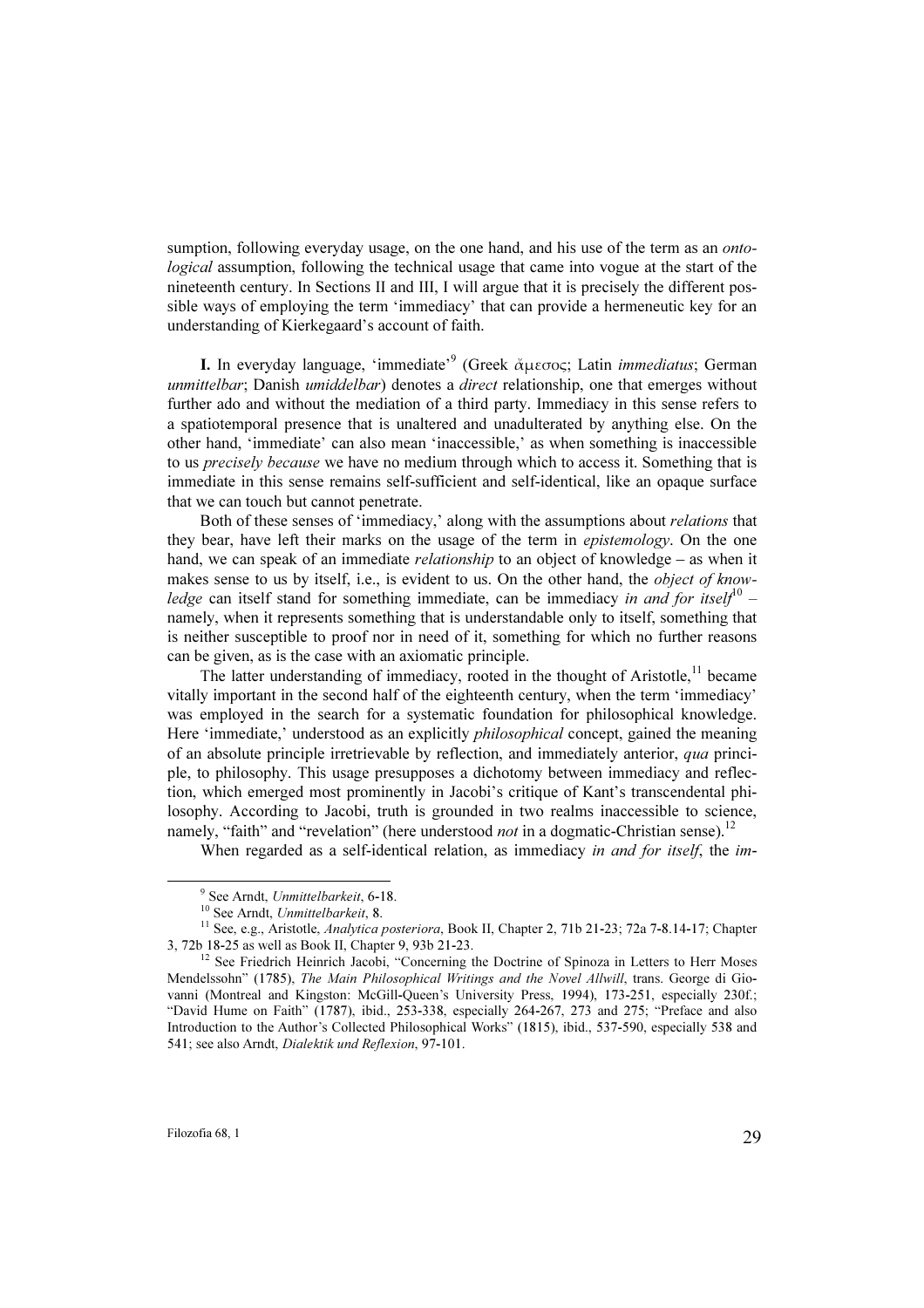sumption, following everyday usage, on the one hand, and his use of the term as an *ontological* assumption, following the technical usage that came into vogue at the start of the nineteenth century. In Sections II and III, I will argue that it is precisely the different possible ways of employing the term 'immediacy' that can provide a hermeneutic key for an understanding of Kierkegaard's account of faith.

**I.** In everyday language, 'immediate'[9] (Greek ἄμεσος; Latin *immediatus*; German *unmittelbar*; Danish *umiddelbar*) denotes a *direct* relationship, one that emerges without further ado and without the mediation of a third party. Immediacy in this sense refers to a spatiotemporal presence that is unaltered and unadulterated by anything else. On the other hand, 'immediate' can also mean 'inaccessible,' as when something is inaccessible to us *precisely because* we have no medium through which to access it. Something that is immediate in this sense remains self-sufficient and self-identical, like an opaque surface that we can touch but cannot penetrate.

Both of these senses of 'immediacy,' along with the assumptions about *relations* that they bear, have left their marks on the usage of the term in *epistemology*. On the one hand, we can speak of an immediate *relationship* to an object of knowledge – as when it makes sense to us by itself, i.e., is evident to us. On the other hand, the *object of knowledge* can itself stand for something immediate, can be immediacy *in and for itself*[10] – namely, when it represents something that is understandable only to itself, something that is neither susceptible to proof nor in need of it, something for which no further reasons can be given, as is the case with an axiomatic principle.

The latter understanding of immediacy, rooted in the thought of Aristotle,[11] became vitally important in the second half of the eighteenth century, when the term 'immediacy' was employed in the search for a systematic foundation for philosophical knowledge. Here 'immediate,' understood as an explicitly *philosophical* concept, gained the meaning of an absolute principle irretrievable by reflection, and immediately anterior, *qua* principle, to philosophy. This usage presupposes a dichotomy between immediacy and reflection, which emerged most prominently in Jacobi's critique of Kant's transcendental philosophy. According to Jacobi, truth is grounded in two realms inaccessible to science, namely, "faith" and "revelation" (here understood *not* in a dogmatic-Christian sense).[12]

When regarded as a self-identical relation, as immediacy *in and for itself*, the *im-*

---

[9] See Arndt, *Unmittelbarkeit*, 6-18.

[10] See Arndt, *Unmittelbarkeit*, 8.

[11] See, e.g., Aristotle, *Analytica posteriora*, Book II, Chapter 2, 71b 21-23; 72a 7-8.14-17; Chapter 3, 72b 18-25 as well as Book II, Chapter 9, 93b 21-23.

[12] See Friedrich Heinrich Jacobi, "Concerning the Doctrine of Spinoza in Letters to Herr Moses Mendelssohn" (1785), *The Main Philosophical Writings and the Novel Allwill*, trans. George di Giovanni (Montreal and Kingston: McGill-Queen's University Press, 1994), 173-251, especially 230f.; "David Hume on Faith" (1787), ibid., 253-338, especially 264-267, 273 and 275; "Preface and also Introduction to the Author's Collected Philosophical Works" (1815), ibid., 537-590, especially 538 and 541; see also Arndt, *Dialektik und Reflexion*, 97-101.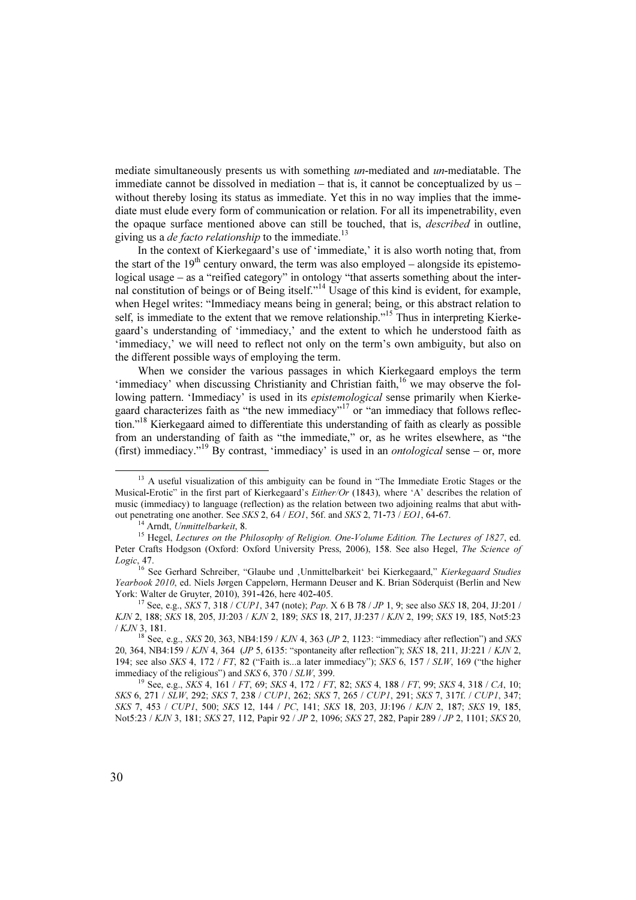mediate simultaneously presents us with something *un*-mediated and *un*-mediatable. The immediate cannot be dissolved in mediation – that is, it cannot be conceptualized by us – without thereby losing its status as immediate. Yet this in no way implies that the immediate must elude every form of communication or relation. For all its impenetrability, even the opaque surface mentioned above can still be touched, that is, *described* in outline, giving us a *de facto relationship* to the immediate.[13]

In the context of Kierkegaard's use of 'immediate,' it is also worth noting that, from the start of the 19th century onward, the term was also employed – alongside its epistemological usage – as a "reified category" in ontology "that asserts something about the internal constitution of beings or of Being itself."[14] Usage of this kind is evident, for example, when Hegel writes: "Immediacy means being in general; being, or this abstract relation to self, is immediate to the extent that we remove relationship."[15] Thus in interpreting Kierkegaard's understanding of 'immediacy,' and the extent to which he understood faith as 'immediacy,' we will need to reflect not only on the term's own ambiguity, but also on the different possible ways of employing the term.

When we consider the various passages in which Kierkegaard employs the term 'immediacy' when discussing Christianity and Christian faith,[16] we may observe the following pattern. 'Immediacy' is used in its *epistemological* sense primarily when Kierkegaard characterizes faith as "the new immediacy"[17] or "an immediacy that follows reflection."[18] Kierkegaard aimed to differentiate this understanding of faith as clearly as possible from an understanding of faith as "the immediate," or, as he writes elsewhere, as "the (first) immediacy."[19] By contrast, 'immediacy' is used in an *ontological* sense – or, more

---

[13] A useful visualization of this ambiguity can be found in "The Immediate Erotic Stages or the Musical-Erotic" in the first part of Kierkegaard's *Either/Or* (1843), where 'A' describes the relation of music (immediacy) to language (reflection) as the relation between two adjoining realms that abut without penetrating one another. See *SKS* 2, 64 / *EO1*, 56f. and *SKS* 2, 71-73 / *EO1*, 64-67.

[14] Arndt, *Unmittelbarkeit*, 8.

[15] Hegel, *Lectures on the Philosophy of Religion. One-Volume Edition. The Lectures of 1827*, ed. Peter Crafts Hodgson (Oxford: Oxford University Press, 2006), 158. See also Hegel, *The Science of Logic*, 47.

[16] See Gerhard Schreiber, "Glaube und ‚Unmittelbarkeit' bei Kierkegaard," *Kierkegaard Studies Yearbook 2010*, ed. Niels Jørgen Cappelørn, Hermann Deuser and K. Brian Söderquist (Berlin and New York: Walter de Gruyter, 2010), 391-426, here 402-405.

[17] See, e.g., *SKS* 7, 318 / *CUP1*, 347 (note); *Pap*. X 6 B 78 / *JP* 1, 9; see also *SKS* 18, 204, JJ:201 / *KJN* 2, 188; *SKS* 18, 205, JJ:203 / *KJN* 2, 189; *SKS* 18, 217, JJ:237 / *KJN* 2, 199; *SKS* 19, 185, Not5:23 / *KJN* 3, 181.

[18] See, e.g., *SKS* 20, 363, NB4:159 / *KJN* 4, 363 (*JP* 2, 1123: "immediacy after reflection") and *SKS* 20, 364, NB4:159 / *KJN* 4, 364 (*JP* 5, 6135: "spontaneity after reflection"); *SKS* 18, 211, JJ:221 / *KJN* 2, 194; see also *SKS* 4, 172 / *FT*, 82 ("Faith is...a later immediacy"); *SKS* 6, 157 / *SLW*, 169 ("the higher immediacy of the religious") and *SKS* 6, 370 / *SLW*, 399.

[19] See, e.g., *SKS* 4, 161 / *FT*, 69; *SKS* 4, 172 / *FT*, 82; *SKS* 4, 188 / *FT*, 99; *SKS* 4, 318 / *CA*, 10; *SKS* 6, 271 / *SLW*, 292; *SKS* 7, 238 / *CUP1*, 262; *SKS* 7, 265 / *CUP1*, 291; *SKS* 7, 317f. / *CUP1*, 347; *SKS* 7, 453 / *CUP1*, 500; *SKS* 12, 144 / *PC*, 141; *SKS* 18, 203, JJ:196 / *KJN* 2, 187; *SKS* 19, 185, Not5:23 / *KJN* 3, 181; *SKS* 27, 112, Papir 92 / *JP* 2, 1096; *SKS* 27, 282, Papir 289 / *JP* 2, 1101; *SKS* 20,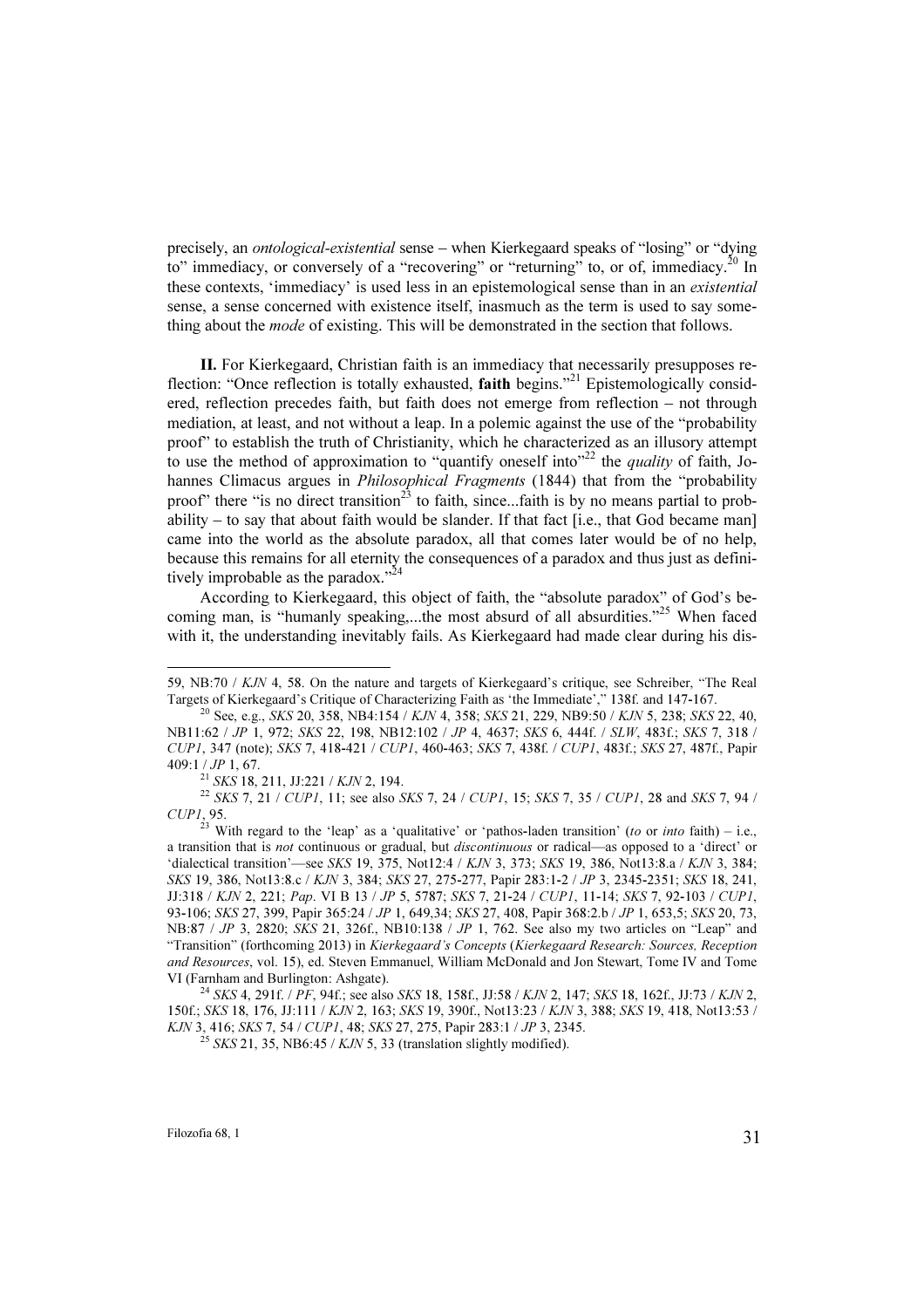precisely, an *ontological-existential* sense – when Kierkegaard speaks of "losing" or "dying to" immediacy, or conversely of a "recovering" or "returning" to, or of, immediacy.[20] In these contexts, 'immediacy' is used less in an epistemological sense than in an *existential* sense, a sense concerned with existence itself, inasmuch as the term is used to say something about the *mode* of existing. This will be demonstrated in the section that follows.

**II.** For Kierkegaard, Christian faith is an immediacy that necessarily presupposes reflection: "Once reflection is totally exhausted, **faith** begins."[21] Epistemologically considered, reflection precedes faith, but faith does not emerge from reflection – not through mediation, at least, and not without a leap. In a polemic against the use of the "probability proof" to establish the truth of Christianity, which he characterized as an illusory attempt to use the method of approximation to "quantify oneself into"[22] the *quality* of faith, Johannes Climacus argues in *Philosophical Fragments* (1844) that from the "probability proof" there "is no direct transition[23] to faith, since...faith is by no means partial to probability – to say that about faith would be slander. If that fact [i.e., that God became man] came into the world as the absolute paradox, all that comes later would be of no help, because this remains for all eternity the consequences of a paradox and thus just as definitively improbable as the paradox."[24]

According to Kierkegaard, this object of faith, the "absolute paradox" of God's becoming man, is "humanly speaking,...the most absurd of all absurdities."[25] When faced with it, the understanding inevitably fails. As Kierkegaard had made clear during his dis-

---

59, NB:70 / *KJN* 4, 58. On the nature and targets of Kierkegaard's critique, see Schreiber, "The Real Targets of Kierkegaard's Critique of Characterizing Faith as 'the Immediate'," 138f. and 147-167.

[20] See, e.g., *SKS* 20, 358, NB4:154 / *KJN* 4, 358; *SKS* 21, 229, NB9:50 / *KJN* 5, 238; *SKS* 22, 40, NB11:62 / *JP* 1, 972; *SKS* 22, 198, NB12:102 / *JP* 4, 4637; *SKS* 6, 444f. / *SLW*, 483f.; *SKS* 7, 318 / *CUP1*, 347 (note); *SKS* 7, 418-421 / *CUP1*, 460-463; *SKS* 7, 438f. / *CUP1*, 483f.; *SKS* 27, 487f., Papir 409:1 / *JP* 1, 67.

[21] *SKS* 18, 211, JJ:221 / *KJN* 2, 194.

[22] *SKS* 7, 21 / *CUP1*, 11; see also *SKS* 7, 24 / *CUP1*, 15; *SKS* 7, 35 / *CUP1*, 28 and *SKS* 7, 94 / *CUP1*, 95.

[23] With regard to the 'leap' as a 'qualitative' or 'pathos-laden transition' (*to* or *into* faith) – i.e., a transition that is *not* continuous or gradual, but *discontinuous* or radical—as opposed to a 'direct' or 'dialectical transition'—see *SKS* 19, 375, Not12:4 / *KJN* 3, 373; *SKS* 19, 386, Not13:8.a / *KJN* 3, 384; *SKS* 19, 386, Not13:8.c / *KJN* 3, 384; *SKS* 27, 275-277, Papir 283:1-2 / *JP* 3, 2345-2351; *SKS* 18, 241, JJ:318 / *KJN* 2, 221; *Pap*. VI B 13 / *JP* 5, 5787; *SKS* 7, 21-24 / *CUP1*, 11-14; *SKS* 7, 92-103 / *CUP1*, 93-106; *SKS* 27, 399, Papir 365:24 / *JP* 1, 649,34; *SKS* 27, 408, Papir 368:2.b / *JP* 1, 653,5; *SKS* 20, 73, NB:87 / *JP* 3, 2820; *SKS* 21, 326f., NB10:138 / *JP* 1, 762. See also my two articles on "Leap" and "Transition" (forthcoming 2013) in *Kierkegaard's Concepts* (*Kierkegaard Research: Sources, Reception and Resources*, vol. 15), ed. Steven Emmanuel, William McDonald and Jon Stewart, Tome IV and Tome VI (Farnham and Burlington: Ashgate).

[24] *SKS* 4, 291f. / *PF*, 94f.; see also *SKS* 18, 158f., JJ:58 / *KJN* 2, 147; *SKS* 18, 162f., JJ:73 / *KJN* 2, 150f.; *SKS* 18, 176, JJ:111 / *KJN* 2, 163; *SKS* 19, 390f., Not13:23 / *KJN* 3, 388; *SKS* 19, 418, Not13:53 / *KJN* 3, 416; *SKS* 7, 54 / *CUP1*, 48; *SKS* 27, 275, Papir 283:1 / *JP* 3, 2345.

[25] *SKS* 21, 35, NB6:45 / *KJN* 5, 33 (translation slightly modified).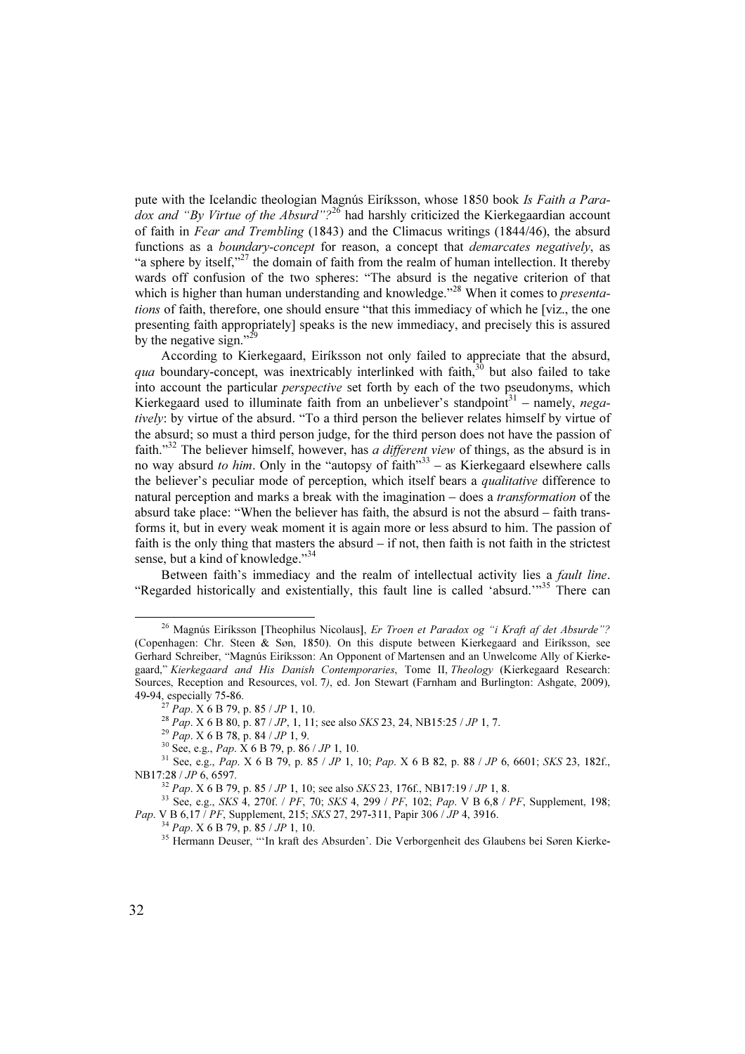pute with the Icelandic theologian Magnús Eiríksson, whose 1850 book *Is Faith a Paradox and "By Virtue of the Absurd"?*[26] had harshly criticized the Kierkegaardian account of faith in *Fear and Trembling* (1843) and the Climacus writings (1844/46), the absurd functions as a *boundary-concept* for reason, a concept that *demarcates negatively*, as "a sphere by itself,"[27] the domain of faith from the realm of human intellection. It thereby wards off confusion of the two spheres: "The absurd is the negative criterion of that which is higher than human understanding and knowledge."[28] When it comes to *presentations* of faith, therefore, one should ensure "that this immediacy of which he [viz., the one presenting faith appropriately] speaks is the new immediacy, and precisely this is assured by the negative sign."[29]

According to Kierkegaard, Eiríksson not only failed to appreciate that the absurd, *qua* boundary-concept, was inextricably interlinked with faith,[30] but also failed to take into account the particular *perspective* set forth by each of the two pseudonyms, which Kierkegaard used to illuminate faith from an unbeliever's standpoint[31] – namely, *negatively*: by virtue of the absurd. "To a third person the believer relates himself by virtue of the absurd; so must a third person judge, for the third person does not have the passion of faith."[32] The believer himself, however, has *a different view* of things, as the absurd is in no way absurd *to him*. Only in the "autopsy of faith"[33] – as Kierkegaard elsewhere calls the believer's peculiar mode of perception, which itself bears a *qualitative* difference to natural perception and marks a break with the imagination – does a *transformation* of the absurd take place: "When the believer has faith, the absurd is not the absurd – faith transforms it, but in every weak moment it is again more or less absurd to him. The passion of faith is the only thing that masters the absurd – if not, then faith is not faith in the strictest sense, but a kind of knowledge."[34]

Between faith's immediacy and the realm of intellectual activity lies a *fault line*. "Regarded historically and existentially, this fault line is called 'absurd.'"[35] There can

---

[26] Magnús Eiríksson [Theophilus Nicolaus], *Er Troen et Paradox og "i Kraft af det Absurde"?* (Copenhagen: Chr. Steen & Søn, 1850). On this dispute between Kierkegaard and Eiríksson, see Gerhard Schreiber, "Magnús Eiríksson: An Opponent of Martensen and an Unwelcome Ally of Kierkegaard," *Kierkegaard and His Danish Contemporaries*, Tome II, *Theology* (Kierkegaard Research: Sources, Reception and Resources, vol. 7), ed. Jon Stewart (Farnham and Burlington: Ashgate, 2009), 49-94, especially 75-86.

[27] *Pap*. X 6 B 79, p. 85 / *JP* 1, 10.

[28] *Pap*. X 6 B 80, p. 87 / *JP*, 1, 11; see also *SKS* 23, 24, NB15:25 / *JP* 1, 7.

[29] *Pap*. X 6 B 78, p. 84 / *JP* 1, 9.

[30] See, e.g., *Pap*. X 6 B 79, p. 86 / *JP* 1, 10.

[31] See, e.g., *Pap*. X 6 B 79, p. 85 / *JP* 1, 10; *Pap*. X 6 B 82, p. 88 / *JP* 6, 6601; *SKS* 23, 182f., NB17:28 / *JP* 6, 6597.

[32] *Pap*. X 6 B 79, p. 85 / *JP* 1, 10; see also *SKS* 23, 176f., NB17:19 / *JP* 1, 8.

[33] See, e.g., *SKS* 4, 270f. / *PF*, 70; *SKS* 4, 299 / *PF*, 102; *Pap*. V B 6,8 / *PF*, Supplement, 198; *Pap*. V B 6,17 / *PF*, Supplement, 215; *SKS* 27, 297-311, Papir 306 / *JP* 4, 3916.

[34] *Pap*. X 6 B 79, p. 85 / *JP* 1, 10.

[35] Hermann Deuser, "'In kraft des Absurden'. Die Verborgenheit des Glaubens bei Søren Kierke-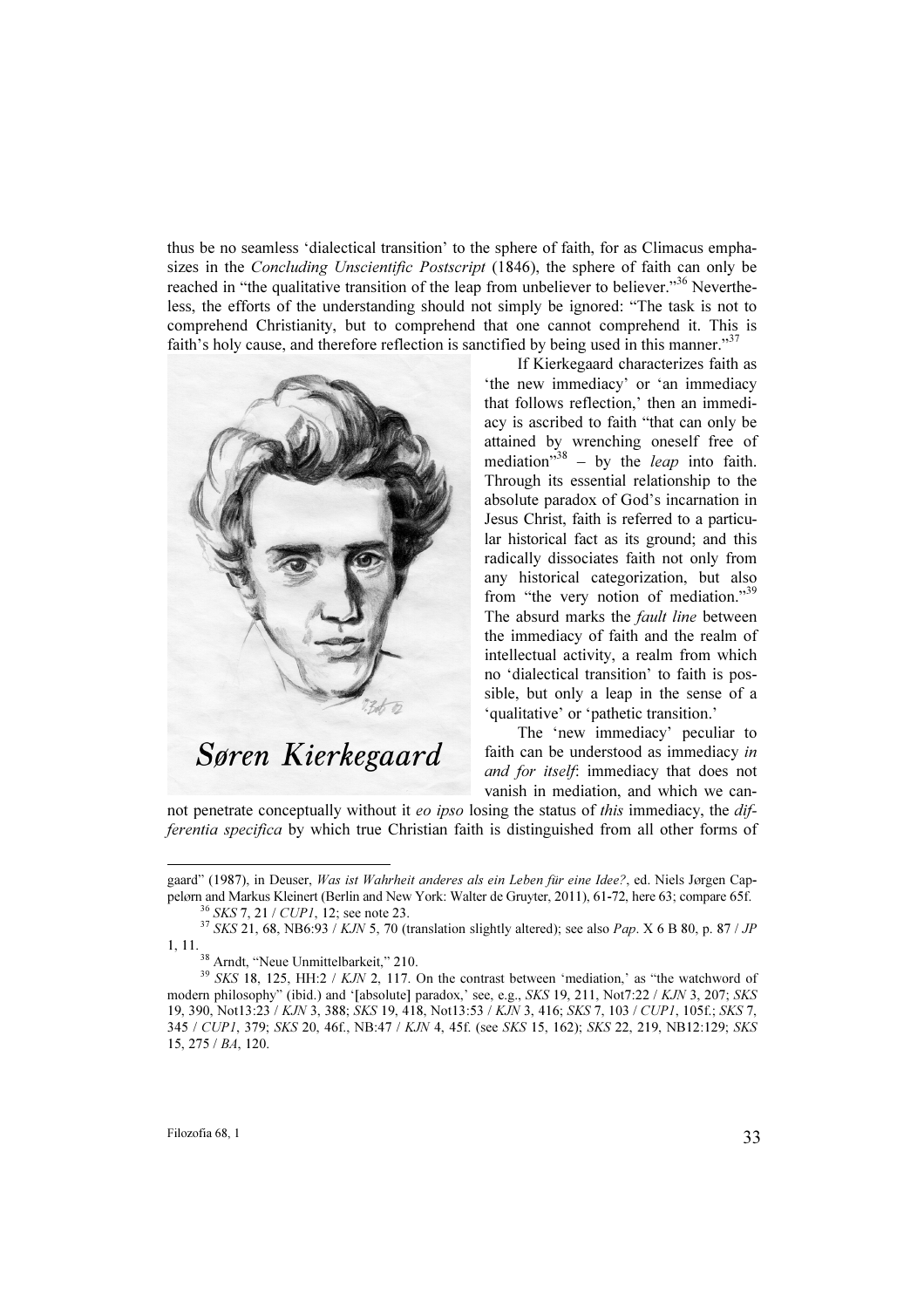thus be no seamless 'dialectical transition' to the sphere of faith, for as Climacus emphasizes in the *Concluding Unscientific Postscript* (1846), the sphere of faith can only be reached in "the qualitative transition of the leap from unbeliever to believer."[36] Nevertheless, the efforts of the understanding should not simply be ignored: "The task is not to comprehend Christianity, but to comprehend that one cannot comprehend it. This is faith's holy cause, and therefore reflection is sanctified by being used in this manner."[37]

Søren Kierkegaard

If Kierkegaard characterizes faith as 'the new immediacy' or 'an immediacy that follows reflection,' then an immediacy is ascribed to faith "that can only be attained by wrenching oneself free of mediation"[38] – by the *leap* into faith. Through its essential relationship to the absolute paradox of God's incarnation in Jesus Christ, faith is referred to a particular historical fact as its ground; and this radically dissociates faith not only from any historical categorization, but also from "the very notion of mediation."[39] The absurd marks the *fault line* between the immediacy of faith and the realm of intellectual activity, a realm from which no 'dialectical transition' to faith is possible, but only a leap in the sense of a 'qualitative' or 'pathetic transition.'

The 'new immediacy' peculiar to faith can be understood as immediacy *in and for itself*: immediacy that does not vanish in mediation, and which we cannot penetrate conceptually without it *eo ipso* losing the status of *this* immediacy, the *differentia specifica* by which true Christian faith is distinguished from all other forms of

---

gaard" (1987), in Deuser, *Was ist Wahrheit anderes als ein Leben für eine Idee?*, ed. Niels Jørgen Cappelørn and Markus Kleinert (Berlin and New York: Walter de Gruyter, 2011), 61-72, here 63; compare 65f.

[36] *SKS* 7, 21 / *CUP1*, 12; see note 23.

[37] *SKS* 21, 68, NB6:93 / *KJN* 5, 70 (translation slightly altered); see also *Pap*. X 6 B 80, p. 87 / *JP* 1, 11.

[38] Arndt, "Neue Unmittelbarkeit," 210.

[39] *SKS* 18, 125, HH:2 / *KJN* 2, 117. On the contrast between 'mediation,' as "the watchword of modern philosophy" (ibid.) and '[absolute] paradox,' see, e.g., *SKS* 19, 211, Not7:22 / *KJN* 3, 207; *SKS* 19, 390, Not13:23 / *KJN* 3, 388; *SKS* 19, 418, Not13:53 / *KJN* 3, 416; *SKS* 7, 103 / *CUP1*, 105f.; *SKS* 7, 345 / *CUP1*, 379; *SKS* 20, 46f., NB:47 / *KJN* 4, 45f. (see *SKS* 15, 162); *SKS* 22, 219, NB12:129; *SKS* 15, 275 / *BA*, 120.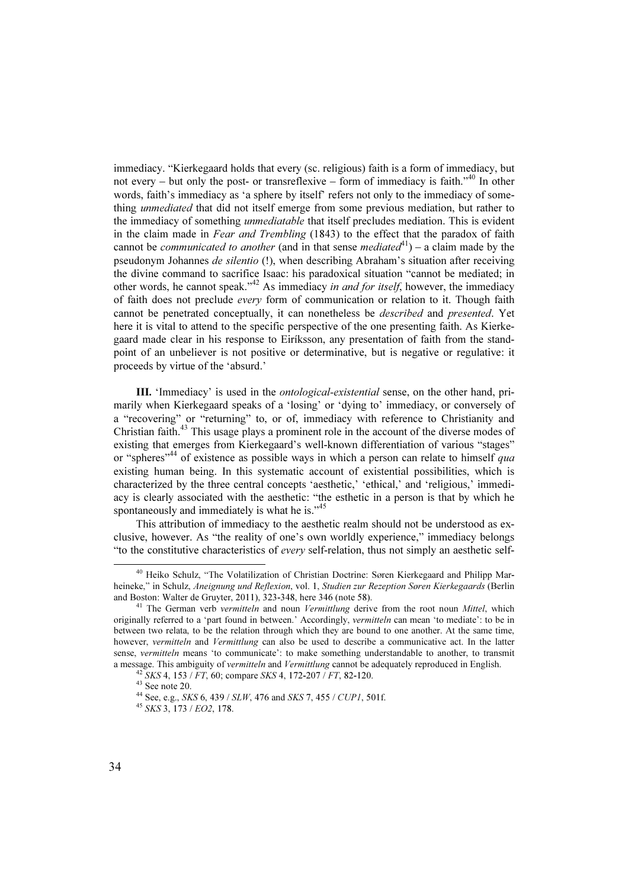immediacy. "Kierkegaard holds that every (sc. religious) faith is a form of immediacy, but not every – but only the post- or transreflexive – form of immediacy is faith."[40] In other words, faith's immediacy as 'a sphere by itself' refers not only to the immediacy of something *unmediated* that did not itself emerge from some previous mediation, but rather to the immediacy of something *unmediatable* that itself precludes mediation. This is evident in the claim made in *Fear and Trembling* (1843) to the effect that the paradox of faith cannot be *communicated to another* (and in that sense *mediated*[41]) – a claim made by the pseudonym Johannes *de silentio* (!), when describing Abraham's situation after receiving the divine command to sacrifice Isaac: his paradoxical situation "cannot be mediated; in other words, he cannot speak."[42] As immediacy *in and for itself*, however, the immediacy of faith does not preclude *every* form of communication or relation to it. Though faith cannot be penetrated conceptually, it can nonetheless be *described* and *presented*. Yet here it is vital to attend to the specific perspective of the one presenting faith. As Kierkegaard made clear in his response to Eiríksson, any presentation of faith from the standpoint of an unbeliever is not positive or determinative, but is negative or regulative: it proceeds by virtue of the 'absurd.'

**III.** 'Immediacy' is used in the *ontological-existential* sense, on the other hand, primarily when Kierkegaard speaks of a 'losing' or 'dying to' immediacy, or conversely of a "recovering" or "returning" to, or of, immediacy with reference to Christianity and Christian faith.[43] This usage plays a prominent role in the account of the diverse modes of existing that emerges from Kierkegaard's well-known differentiation of various "stages" or "spheres"[44] of existence as possible ways in which a person can relate to himself *qua* existing human being. In this systematic account of existential possibilities, which is characterized by the three central concepts 'aesthetic,' 'ethical,' and 'religious,' immediacy is clearly associated with the aesthetic: "the esthetic in a person is that by which he spontaneously and immediately is what he is."[45]

This attribution of immediacy to the aesthetic realm should not be understood as exclusive, however. As "the reality of one's own worldly experience," immediacy belongs "to the constitutive characteristics of *every* self-relation, thus not simply an aesthetic self-

---

[40] Heiko Schulz, "The Volatilization of Christian Doctrine: Søren Kierkegaard and Philipp Marheineke," in Schulz, *Aneignung und Reflexion*, vol. 1, *Studien zur Rezeption Søren Kierkegaards* (Berlin and Boston: Walter de Gruyter, 2011), 323-348, here 346 (note 58).

[41] The German verb *vermitteln* and noun *Vermittlung* derive from the root noun *Mittel*, which originally referred to a 'part found in between.' Accordingly, *vermitteln* can mean 'to mediate': to be in between two relata, to be the relation through which they are bound to one another. At the same time, however, *vermitteln* and *Vermittlung* can also be used to describe a communicative act. In the latter sense, *vermitteln* means 'to communicate': to make something understandable to another, to transmit a message. This ambiguity of *vermitteln* and *Vermittlung* cannot be adequately reproduced in English.

[42] *SKS* 4, 153 / *FT*, 60; compare *SKS* 4, 172-207 / *FT*, 82-120.

[43] See note 20.

[44] See, e.g., *SKS* 6, 439 / *SLW*, 476 and *SKS* 7, 455 / *CUP1*, 501f.

[45] *SKS* 3, 173 / *EO2*, 178.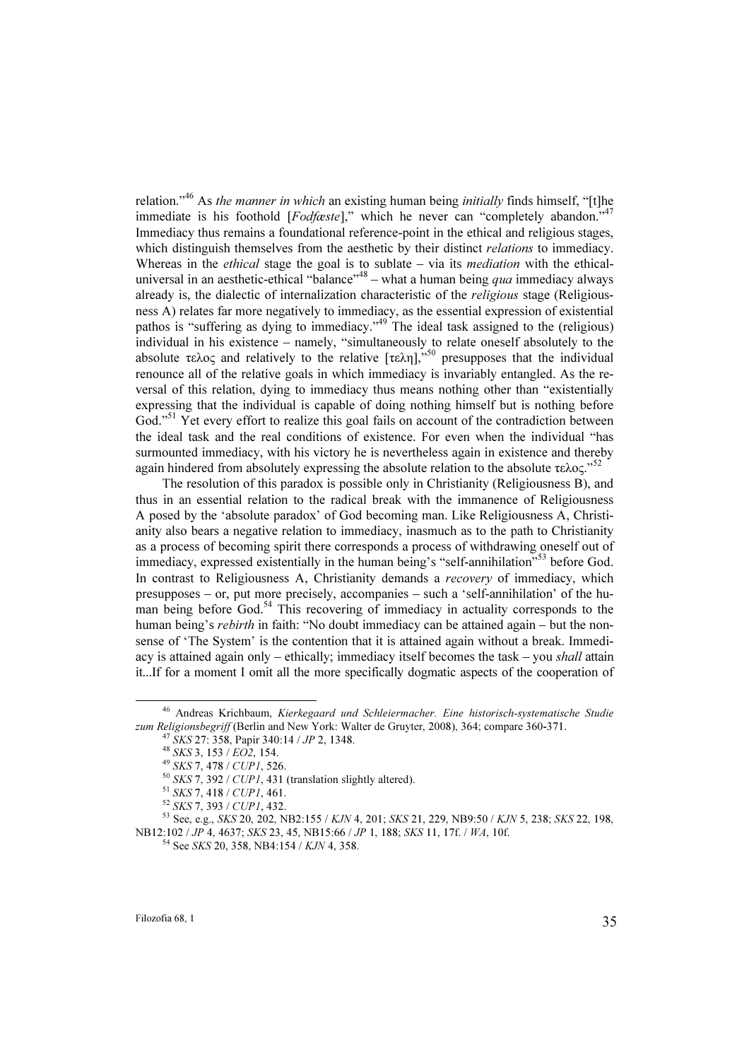relation."[46] As *the manner in which* an existing human being *initially* finds himself, "[t]he immediate is his foothold [*Fodfæste*]," which he never can "completely abandon."[47] Immediacy thus remains a foundational reference-point in the ethical and religious stages, which distinguish themselves from the aesthetic by their distinct *relations* to immediacy. Whereas in the *ethical* stage the goal is to sublate – via its *mediation* with the ethical-universal in an aesthetic-ethical "balance"[48] – what a human being *qua* immediacy always already is, the dialectic of internalization characteristic of the *religious* stage (Religiousness A) relates far more negatively to immediacy, as the essential expression of existential pathos is "suffering as dying to immediacy."[49] The ideal task assigned to the (religious) individual in his existence – namely, "simultaneously to relate oneself absolutely to the absolute τελος and relatively to the relative [τελη],"[50] presupposes that the individual renounce all of the relative goals in which immediacy is invariably entangled. As the reversal of this relation, dying to immediacy thus means nothing other than "existentially expressing that the individual is capable of doing nothing himself but is nothing before God."[51] Yet every effort to realize this goal fails on account of the contradiction between the ideal task and the real conditions of existence. For even when the individual "has surmounted immediacy, with his victory he is nevertheless again in existence and thereby again hindered from absolutely expressing the absolute relation to the absolute τελος."[52]

The resolution of this paradox is possible only in Christianity (Religiousness B), and thus in an essential relation to the radical break with the immanence of Religiousness A posed by the 'absolute paradox' of God becoming man. Like Religiousness A, Christianity also bears a negative relation to immediacy, inasmuch as to the path to Christianity as a process of becoming spirit there corresponds a process of withdrawing oneself out of immediacy, expressed existentially in the human being's "self-annihilation"[53] before God. In contrast to Religiousness A, Christianity demands a *recovery* of immediacy, which presupposes – or, put more precisely, accompanies – such a 'self-annihilation' of the human being before God.[54] This recovering of immediacy in actuality corresponds to the human being's *rebirth* in faith: "No doubt immediacy can be attained again – but the nonsense of 'The System' is the contention that it is attained again without a break. Immediacy is attained again only – ethically; immediacy itself becomes the task – you *shall* attain it...If for a moment I omit all the more specifically dogmatic aspects of the cooperation of

---

[46] Andreas Krichbaum, *Kierkegaard und Schleiermacher. Eine historisch-systematische Studie zum Religionsbegriff* (Berlin and New York: Walter de Gruyter, 2008), 364; compare 360-371.

[47] *SKS* 27: 358, Papir 340:14 / *JP* 2, 1348.

[48] *SKS* 3, 153 / *EO2*, 154.

[49] *SKS* 7, 478 / *CUP1*, 526.

[50] *SKS* 7, 392 / *CUP1*, 431 (translation slightly altered).

[51] *SKS* 7, 418 / *CUP1*, 461.

[52] *SKS* 7, 393 / *CUP1*, 432.

[53] See, e.g., *SKS* 20, 202, NB2:155 / *KJN* 4, 201; *SKS* 21, 229, NB9:50 / *KJN* 5, 238; *SKS* 22, 198, NB12:102 / *JP* 4, 4637; *SKS* 23, 45, NB15:66 / *JP* 1, 188; *SKS* 11, 17f. / *WA*, 10f.

[54] See *SKS* 20, 358, NB4:154 / *KJN* 4, 358.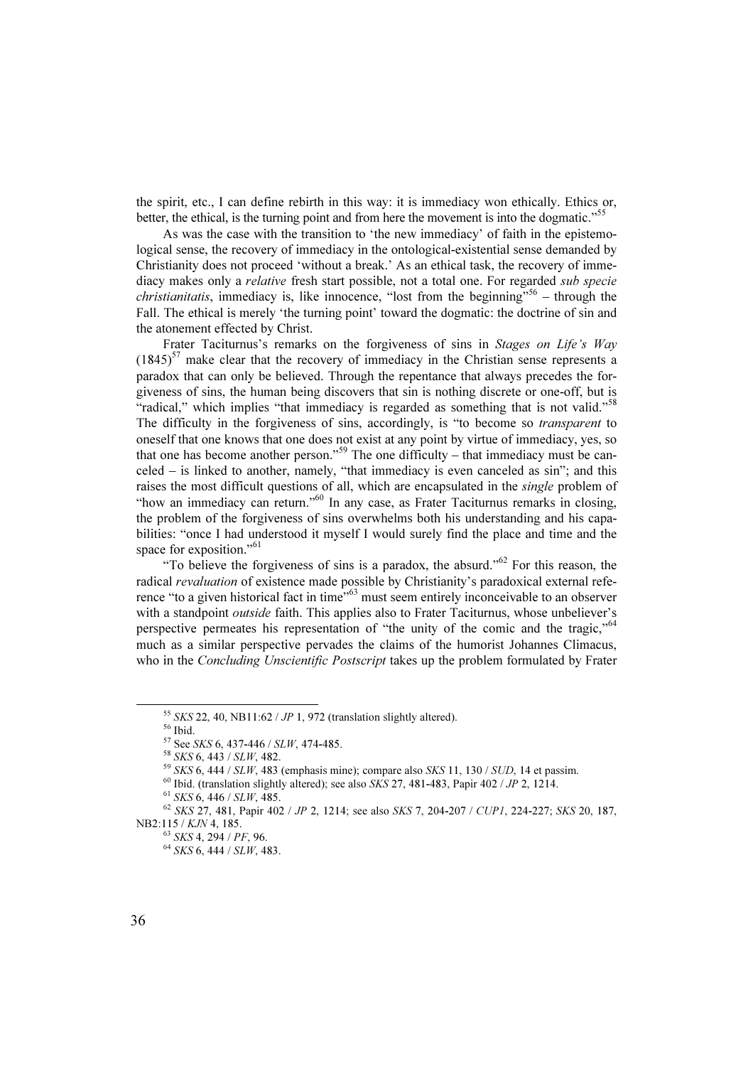the spirit, etc., I can define rebirth in this way: it is immediacy won ethically. Ethics or, better, the ethical, is the turning point and from here the movement is into the dogmatic."[55]

As was the case with the transition to 'the new immediacy' of faith in the epistemological sense, the recovery of immediacy in the ontological-existential sense demanded by Christianity does not proceed 'without a break.' As an ethical task, the recovery of immediacy makes only a *relative* fresh start possible, not a total one. For regarded *sub specie christianitatis*, immediacy is, like innocence, "lost from the beginning"[56] – through the Fall. The ethical is merely 'the turning point' toward the dogmatic: the doctrine of sin and the atonement effected by Christ.

Frater Taciturnus's remarks on the forgiveness of sins in *Stages on Life's Way* (1845)[57] make clear that the recovery of immediacy in the Christian sense represents a paradox that can only be believed. Through the repentance that always precedes the forgiveness of sins, the human being discovers that sin is nothing discrete or one-off, but is "radical," which implies "that immediacy is regarded as something that is not valid."[58] The difficulty in the forgiveness of sins, accordingly, is "to become so *transparent* to oneself that one knows that one does not exist at any point by virtue of immediacy, yes, so that one has become another person."[59] The one difficulty – that immediacy must be canceled – is linked to another, namely, "that immediacy is even canceled as sin"; and this raises the most difficult questions of all, which are encapsulated in the *single* problem of "how an immediacy can return."[60] In any case, as Frater Taciturnus remarks in closing, the problem of the forgiveness of sins overwhelms both his understanding and his capabilities: "once I had understood it myself I would surely find the place and time and the space for exposition."[61]

"To believe the forgiveness of sins is a paradox, the absurd."[62] For this reason, the radical *revaluation* of existence made possible by Christianity's paradoxical external reference "to a given historical fact in time"[63] must seem entirely inconceivable to an observer with a standpoint *outside* faith. This applies also to Frater Taciturnus, whose unbeliever's perspective permeates his representation of "the unity of the comic and the tragic,"[64] much as a similar perspective pervades the claims of the humorist Johannes Climacus, who in the *Concluding Unscientific Postscript* takes up the problem formulated by Frater

---

[55] *SKS* 22, 40, NB11:62 / *JP* 1, 972 (translation slightly altered).

[56] Ibid.

[57] See *SKS* 6, 437-446 / *SLW*, 474-485.

[58] *SKS* 6, 443 / *SLW*, 482.

[59] *SKS* 6, 444 / *SLW*, 483 (emphasis mine); compare also *SKS* 11, 130 / *SUD*, 14 et passim.

[60] Ibid. (translation slightly altered); see also *SKS* 27, 481-483, Papir 402 / *JP* 2, 1214.

[61] *SKS* 6, 446 / *SLW*, 485.

[62] *SKS* 27, 481, Papir 402 / *JP* 2, 1214; see also *SKS* 7, 204-207 / *CUP1*, 224-227; *SKS* 20, 187, NB2:115 / *KJN* 4, 185.

[63] *SKS* 4, 294 / *PF*, 96.

[64] *SKS* 6, 444 / *SLW*, 483.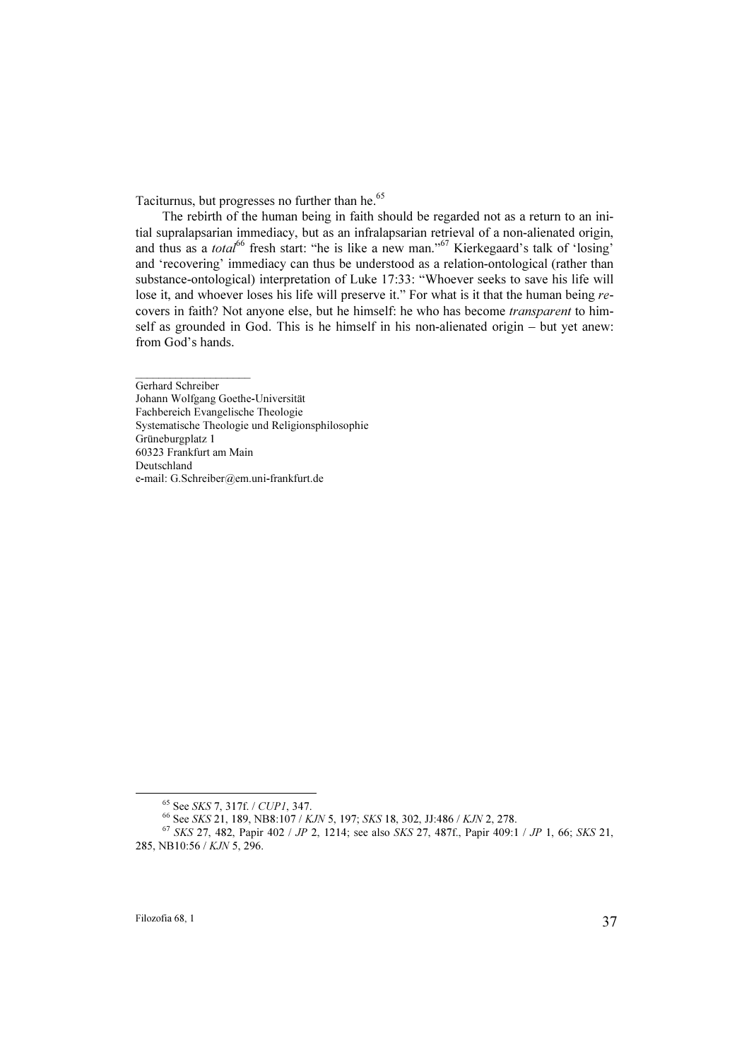Taciturnus, but progresses no further than he.[65]

The rebirth of the human being in faith should be regarded not as a return to an initial supralapsarian immediacy, but as an infralapsarian retrieval of a non-alienated origin, and thus as a *total*[66] fresh start: "he is like a new man."[67] Kierkegaard's talk of 'losing' and 'recovering' immediacy can thus be understood as a relation-ontological (rather than substance-ontological) interpretation of Luke 17:33: "Whoever seeks to save his life will lose it, and whoever loses his life will preserve it." For what is it that the human being *re*-covers in faith? Not anyone else, but he himself: he who has become *transparent* to himself as grounded in God. This is he himself in his non-alienated origin – but yet anew: from God's hands.

---

Gerhard Schreiber
Johann Wolfgang Goethe-Universität
Fachbereich Evangelische Theologie
Systematische Theologie und Religionsphilosophie
Grüneburgplatz 1
60323 Frankfurt am Main
Deutschland
e-mail: G.Schreiber@em.uni-frankfurt.de

---

[65] See *SKS* 7, 317f. / *CUP1*, 347.

[66] See *SKS* 21, 189, NB8:107 / *KJN* 5, 197; *SKS* 18, 302, JJ:486 / *KJN* 2, 278.

[67] *SKS* 27, 482, Papir 402 / *JP* 2, 1214; see also *SKS* 27, 487f., Papir 409:1 / *JP* 1, 66; *SKS* 21, 285, NB10:56 / *KJN* 5, 296.